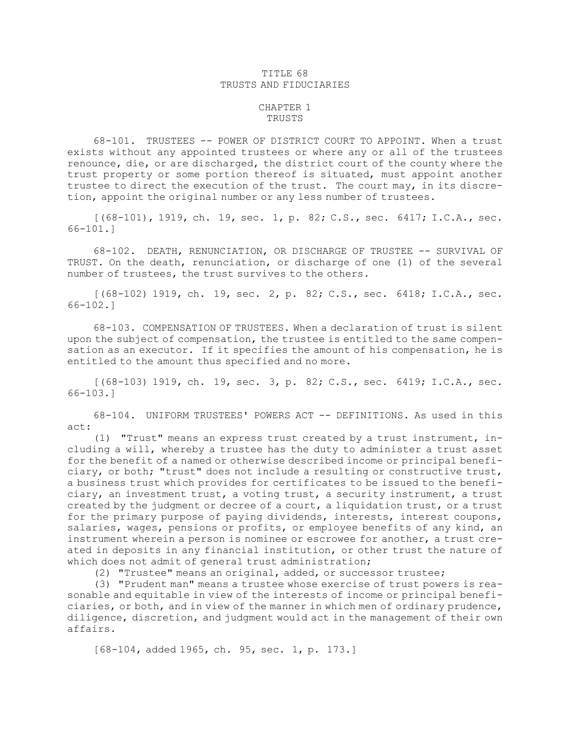# TITLE 68
# TRUSTS AND FIDUCIARIES

## CHAPTER 1
## TRUSTS

68-101. TRUSTEES -- POWER OF DISTRICT COURT TO APPOINT. When a trust exists without any appointed trustees or where any or all of the trustees renounce, die, or are discharged, the district court of the county where the trust property or some portion thereof is situated, must appoint another trustee to direct the execution of the trust. The court may, in its discretion, appoint the original number or any less number of trustees.

[(68-101), 1919, ch. 19, sec. 1, p. 82; C.S., sec. 6417; I.C.A., sec. 66-101.]

68-102. DEATH, RENUNCIATION, OR DISCHARGE OF TRUSTEE -- SURVIVAL OF TRUST. On the death, renunciation, or discharge of one (1) of the several number of trustees, the trust survives to the others.

[(68-102) 1919, ch. 19, sec. 2, p. 82; C.S., sec. 6418; I.C.A., sec. 66-102.]

68-103. COMPENSATION OF TRUSTEES. When a declaration of trust is silent upon the subject of compensation, the trustee is entitled to the same compensation as an executor. If it specifies the amount of his compensation, he is entitled to the amount thus specified and no more.

[(68-103) 1919, ch. 19, sec. 3, p. 82; C.S., sec. 6419; I.C.A., sec. 66-103.]

68-104. UNIFORM TRUSTEES' POWERS ACT -- DEFINITIONS. As used in this act:

(1) "Trust" means an express trust created by a trust instrument, including a will, whereby a trustee has the duty to administer a trust asset for the benefit of a named or otherwise described income or principal beneficiary, or both; "trust" does not include a resulting or constructive trust, a business trust which provides for certificates to be issued to the beneficiary, an investment trust, a voting trust, a security instrument, a trust created by the judgment or decree of a court, a liquidation trust, or a trust for the primary purpose of paying dividends, interests, interest coupons, salaries, wages, pensions or profits, or employee benefits of any kind, an instrument wherein a person is nominee or escrowee for another, a trust created in deposits in any financial institution, or other trust the nature of which does not admit of general trust administration;

(2) "Trustee" means an original, added, or successor trustee;

(3) "Prudent man" means a trustee whose exercise of trust powers is reasonable and equitable in view of the interests of income or principal beneficiaries, or both, and in view of the manner in which men of ordinary prudence, diligence, discretion, and judgment would act in the management of their own affairs.

[68-104, added 1965, ch. 95, sec. 1, p. 173.]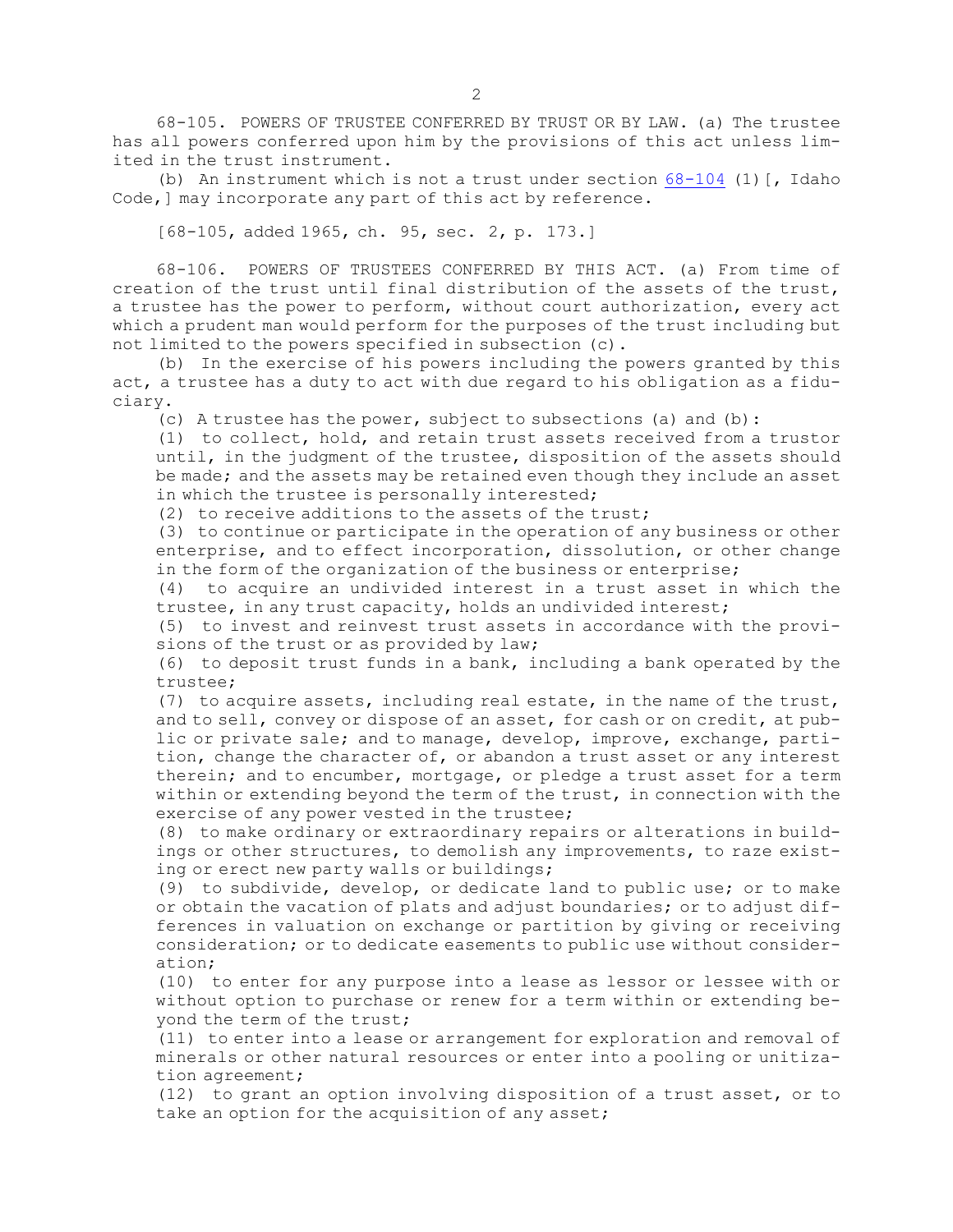68-105. POWERS OF TRUSTEE CONFERRED BY TRUST OR BY LAW. (a) The trustee has all powers conferred upon him by the provisions of this act unless limited in the trust instrument.

(b) An instrument which is not a trust under section 68-104 (1)[, Idaho Code,] may incorporate any part of this act by reference.

[68-105, added 1965, ch. 95, sec. 2, p. 173.]

68-106. POWERS OF TRUSTEES CONFERRED BY THIS ACT. (a) From time of creation of the trust until final distribution of the assets of the trust, a trustee has the power to perform, without court authorization, every act which a prudent man would perform for the purposes of the trust including but not limited to the powers specified in subsection (c).

(b) In the exercise of his powers including the powers granted by this act, a trustee has a duty to act with due regard to his obligation as a fiduciary.

(c) A trustee has the power, subject to subsections (a) and (b):

(1) to collect, hold, and retain trust assets received from a trustor until, in the judgment of the trustee, disposition of the assets should be made; and the assets may be retained even though they include an asset in which the trustee is personally interested;

(2) to receive additions to the assets of the trust;

(3) to continue or participate in the operation of any business or other enterprise, and to effect incorporation, dissolution, or other change in the form of the organization of the business or enterprise;

(4) to acquire an undivided interest in a trust asset in which the trustee, in any trust capacity, holds an undivided interest;

(5) to invest and reinvest trust assets in accordance with the provisions of the trust or as provided by law;

(6) to deposit trust funds in a bank, including a bank operated by the trustee;

(7) to acquire assets, including real estate, in the name of the trust, and to sell, convey or dispose of an asset, for cash or on credit, at public or private sale; and to manage, develop, improve, exchange, partition, change the character of, or abandon a trust asset or any interest therein; and to encumber, mortgage, or pledge a trust asset for a term within or extending beyond the term of the trust, in connection with the exercise of any power vested in the trustee;

(8) to make ordinary or extraordinary repairs or alterations in buildings or other structures, to demolish any improvements, to raze existing or erect new party walls or buildings;

(9) to subdivide, develop, or dedicate land to public use; or to make or obtain the vacation of plats and adjust boundaries; or to adjust differences in valuation on exchange or partition by giving or receiving consideration; or to dedicate easements to public use without consideration;

(10) to enter for any purpose into a lease as lessor or lessee with or without option to purchase or renew for a term within or extending beyond the term of the trust;

(11) to enter into a lease or arrangement for exploration and removal of minerals or other natural resources or enter into a pooling or unitization agreement;

(12) to grant an option involving disposition of a trust asset, or to take an option for the acquisition of any asset;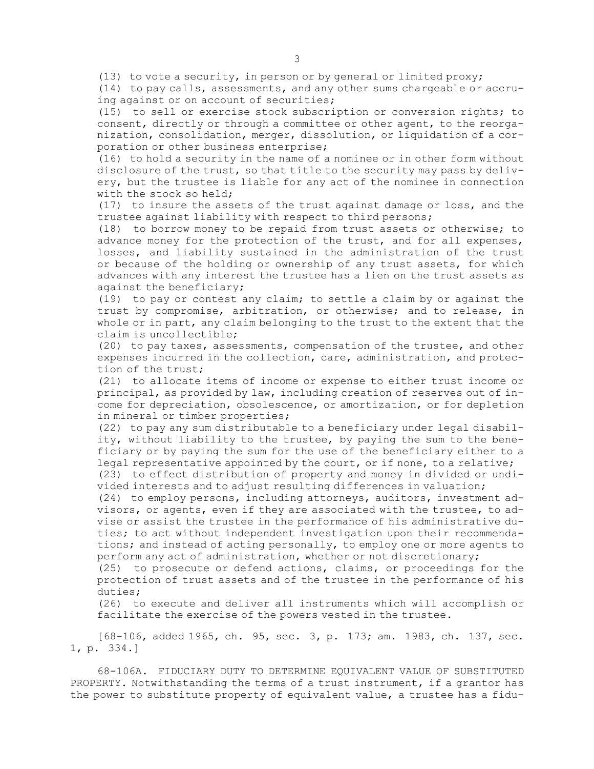(13) to vote a security, in person or by general or limited proxy;

(14) to pay calls, assessments, and any other sums chargeable or accruing against or on account of securities;

(15) to sell or exercise stock subscription or conversion rights; to consent, directly or through a committee or other agent, to the reorganization, consolidation, merger, dissolution, or liquidation of a corporation or other business enterprise;

(16) to hold a security in the name of a nominee or in other form without disclosure of the trust, so that title to the security may pass by delivery, but the trustee is liable for any act of the nominee in connection with the stock so held;

(17) to insure the assets of the trust against damage or loss, and the trustee against liability with respect to third persons;

(18) to borrow money to be repaid from trust assets or otherwise; to advance money for the protection of the trust, and for all expenses, losses, and liability sustained in the administration of the trust or because of the holding or ownership of any trust assets, for which advances with any interest the trustee has a lien on the trust assets as against the beneficiary;

(19) to pay or contest any claim; to settle a claim by or against the trust by compromise, arbitration, or otherwise; and to release, in whole or in part, any claim belonging to the trust to the extent that the claim is uncollectible;

(20) to pay taxes, assessments, compensation of the trustee, and other expenses incurred in the collection, care, administration, and protection of the trust;

(21) to allocate items of income or expense to either trust income or principal, as provided by law, including creation of reserves out of income for depreciation, obsolescence, or amortization, or for depletion in mineral or timber properties;

(22) to pay any sum distributable to a beneficiary under legal disability, without liability to the trustee, by paying the sum to the beneficiary or by paying the sum for the use of the beneficiary either to a legal representative appointed by the court, or if none, to a relative;

(23) to effect distribution of property and money in divided or undivided interests and to adjust resulting differences in valuation;

(24) to employ persons, including attorneys, auditors, investment advisors, or agents, even if they are associated with the trustee, to advise or assist the trustee in the performance of his administrative duties; to act without independent investigation upon their recommendations; and instead of acting personally, to employ one or more agents to perform any act of administration, whether or not discretionary;

(25) to prosecute or defend actions, claims, or proceedings for the protection of trust assets and of the trustee in the performance of his duties;

(26) to execute and deliver all instruments which will accomplish or facilitate the exercise of the powers vested in the trustee.

[68-106, added 1965, ch. 95, sec. 3, p. 173; am. 1983, ch. 137, sec. 1, p. 334.]

68-106A. FIDUCIARY DUTY TO DETERMINE EQUIVALENT VALUE OF SUBSTITUTED PROPERTY. Notwithstanding the terms of a trust instrument, if a grantor has the power to substitute property of equivalent value, a trustee has a fidu-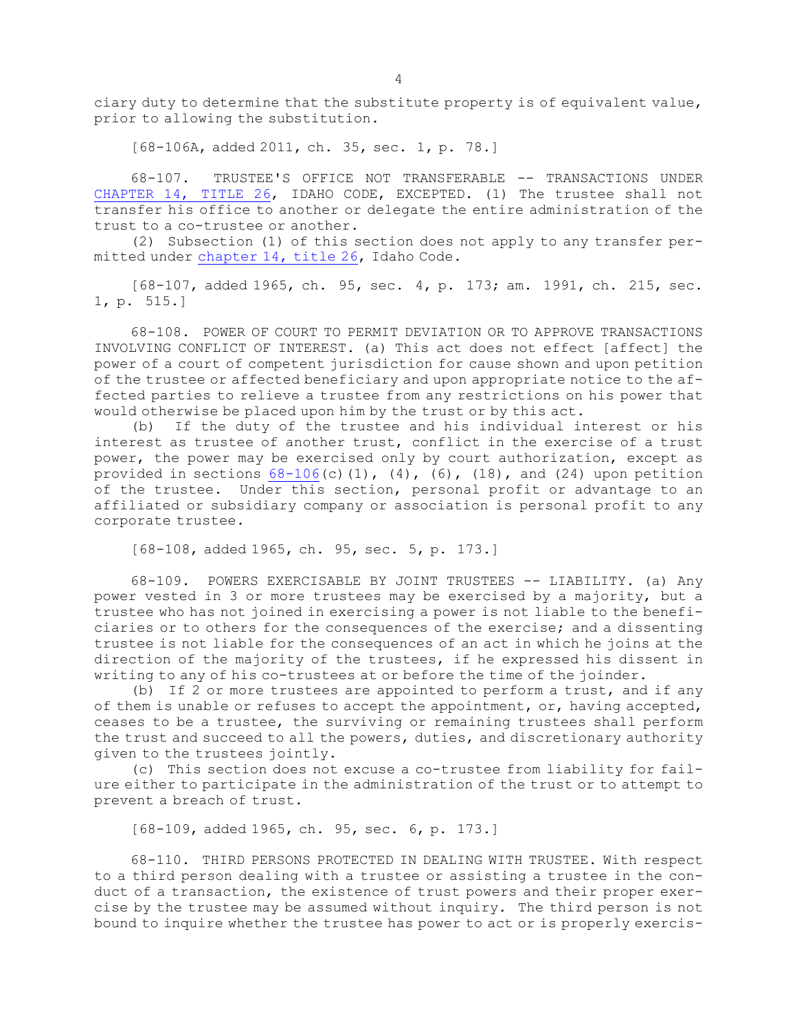ciary duty to determine that the substitute property is of equivalent value, prior to allowing the substitution.

[68-106A, added 2011, ch. 35, sec. 1, p. 78.]

68-107. TRUSTEE'S OFFICE NOT TRANSFERABLE -- TRANSACTIONS UNDER CHAPTER 14, TITLE 26, IDAHO CODE, EXCEPTED. (1) The trustee shall not transfer his office to another or delegate the entire administration of the trust to a co-trustee or another.

(2) Subsection (1) of this section does not apply to any transfer permitted under chapter 14, title 26, Idaho Code.

[68-107, added 1965, ch. 95, sec. 4, p. 173; am. 1991, ch. 215, sec. 1, p. 515.]

68-108. POWER OF COURT TO PERMIT DEVIATION OR TO APPROVE TRANSACTIONS INVOLVING CONFLICT OF INTEREST. (a) This act does not effect [affect] the power of a court of competent jurisdiction for cause shown and upon petition of the trustee or affected beneficiary and upon appropriate notice to the affected parties to relieve a trustee from any restrictions on his power that would otherwise be placed upon him by the trust or by this act.

(b) If the duty of the trustee and his individual interest or his interest as trustee of another trust, conflict in the exercise of a trust power, the power may be exercised only by court authorization, except as provided in sections 68-106(c)(1), (4), (6), (18), and (24) upon petition of the trustee. Under this section, personal profit or advantage to an affiliated or subsidiary company or association is personal profit to any corporate trustee.

[68-108, added 1965, ch. 95, sec. 5, p. 173.]

68-109. POWERS EXERCISABLE BY JOINT TRUSTEES -- LIABILITY. (a) Any power vested in 3 or more trustees may be exercised by a majority, but a trustee who has not joined in exercising a power is not liable to the beneficiaries or to others for the consequences of the exercise; and a dissenting trustee is not liable for the consequences of an act in which he joins at the direction of the majority of the trustees, if he expressed his dissent in writing to any of his co-trustees at or before the time of the joinder.

(b) If 2 or more trustees are appointed to perform a trust, and if any of them is unable or refuses to accept the appointment, or, having accepted, ceases to be a trustee, the surviving or remaining trustees shall perform the trust and succeed to all the powers, duties, and discretionary authority given to the trustees jointly.

(c) This section does not excuse a co-trustee from liability for failure either to participate in the administration of the trust or to attempt to prevent a breach of trust.

[68-109, added 1965, ch. 95, sec. 6, p. 173.]

68-110. THIRD PERSONS PROTECTED IN DEALING WITH TRUSTEE. With respect to a third person dealing with a trustee or assisting a trustee in the conduct of a transaction, the existence of trust powers and their proper exercise by the trustee may be assumed without inquiry. The third person is not bound to inquire whether the trustee has power to act or is properly exercis-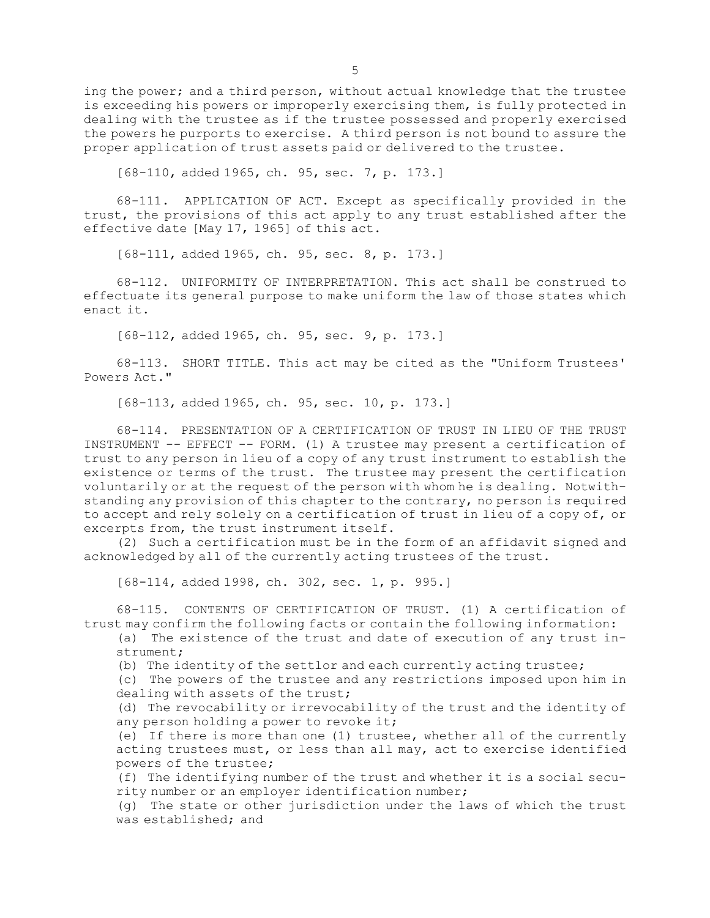ing the power; and a third person, without actual knowledge that the trustee is exceeding his powers or improperly exercising them, is fully protected in dealing with the trustee as if the trustee possessed and properly exercised the powers he purports to exercise. A third person is not bound to assure the proper application of trust assets paid or delivered to the trustee.

[68-110, added 1965, ch. 95, sec. 7, p. 173.]

68-111. APPLICATION OF ACT. Except as specifically provided in the trust, the provisions of this act apply to any trust established after the effective date [May 17, 1965] of this act.

[68-111, added 1965, ch. 95, sec. 8, p. 173.]

68-112. UNIFORMITY OF INTERPRETATION. This act shall be construed to effectuate its general purpose to make uniform the law of those states which enact it.

[68-112, added 1965, ch. 95, sec. 9, p. 173.]

68-113. SHORT TITLE. This act may be cited as the "Uniform Trustees' Powers Act."

[68-113, added 1965, ch. 95, sec. 10, p. 173.]

68-114. PRESENTATION OF A CERTIFICATION OF TRUST IN LIEU OF THE TRUST INSTRUMENT -- EFFECT -- FORM. (1) A trustee may present a certification of trust to any person in lieu of a copy of any trust instrument to establish the existence or terms of the trust. The trustee may present the certification voluntarily or at the request of the person with whom he is dealing. Notwithstanding any provision of this chapter to the contrary, no person is required to accept and rely solely on a certification of trust in lieu of a copy of, or excerpts from, the trust instrument itself.

(2) Such a certification must be in the form of an affidavit signed and acknowledged by all of the currently acting trustees of the trust.

[68-114, added 1998, ch. 302, sec. 1, p. 995.]

68-115. CONTENTS OF CERTIFICATION OF TRUST. (1) A certification of trust may confirm the following facts or contain the following information:

(a) The existence of the trust and date of execution of any trust instrument;

(b) The identity of the settlor and each currently acting trustee;

(c) The powers of the trustee and any restrictions imposed upon him in dealing with assets of the trust;

(d) The revocability or irrevocability of the trust and the identity of any person holding a power to revoke it;

(e) If there is more than one (1) trustee, whether all of the currently acting trustees must, or less than all may, act to exercise identified powers of the trustee;

(f) The identifying number of the trust and whether it is a social security number or an employer identification number;

(g) The state or other jurisdiction under the laws of which the trust was established; and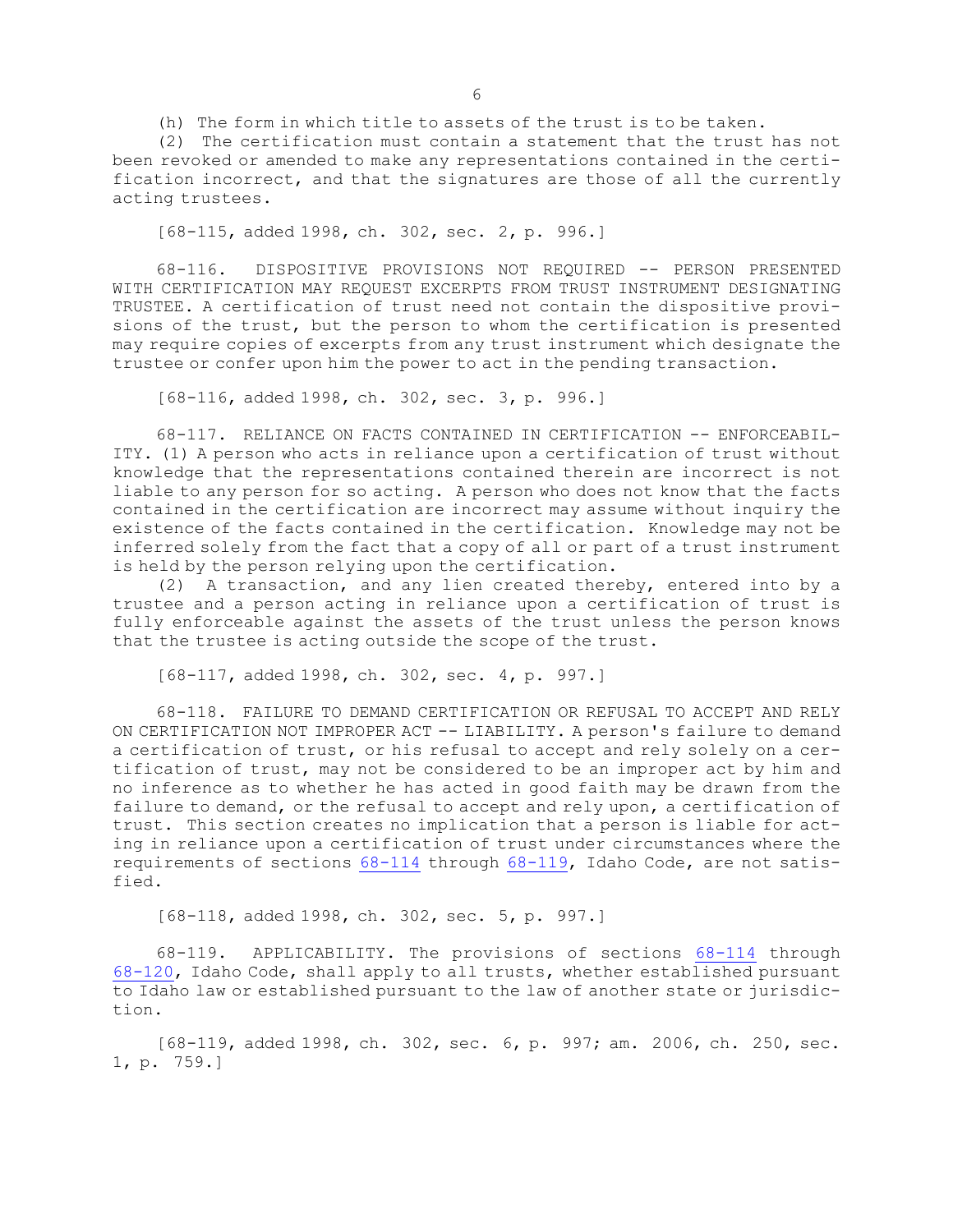(h) The form in which title to assets of the trust is to be taken.

(2) The certification must contain a statement that the trust has not been revoked or amended to make any representations contained in the certification incorrect, and that the signatures are those of all the currently acting trustees.

[68-115, added 1998, ch. 302, sec. 2, p. 996.]

68-116. DISPOSITIVE PROVISIONS NOT REQUIRED -- PERSON PRESENTED WITH CERTIFICATION MAY REQUEST EXCERPTS FROM TRUST INSTRUMENT DESIGNATING TRUSTEE. A certification of trust need not contain the dispositive provisions of the trust, but the person to whom the certification is presented may require copies of excerpts from any trust instrument which designate the trustee or confer upon him the power to act in the pending transaction.

[68-116, added 1998, ch. 302, sec. 3, p. 996.]

68-117. RELIANCE ON FACTS CONTAINED IN CERTIFICATION -- ENFORCEABILITY. (1) A person who acts in reliance upon a certification of trust without knowledge that the representations contained therein are incorrect is not liable to any person for so acting. A person who does not know that the facts contained in the certification are incorrect may assume without inquiry the existence of the facts contained in the certification. Knowledge may not be inferred solely from the fact that a copy of all or part of a trust instrument is held by the person relying upon the certification.

(2) A transaction, and any lien created thereby, entered into by a trustee and a person acting in reliance upon a certification of trust is fully enforceable against the assets of the trust unless the person knows that the trustee is acting outside the scope of the trust.

[68-117, added 1998, ch. 302, sec. 4, p. 997.]

68-118. FAILURE TO DEMAND CERTIFICATION OR REFUSAL TO ACCEPT AND RELY ON CERTIFICATION NOT IMPROPER ACT -- LIABILITY. A person's failure to demand a certification of trust, or his refusal to accept and rely solely on a certification of trust, may not be considered to be an improper act by him and no inference as to whether he has acted in good faith may be drawn from the failure to demand, or the refusal to accept and rely upon, a certification of trust. This section creates no implication that a person is liable for acting in reliance upon a certification of trust under circumstances where the requirements of sections 68-114 through 68-119, Idaho Code, are not satisfied.

[68-118, added 1998, ch. 302, sec. 5, p. 997.]

68-119. APPLICABILITY. The provisions of sections 68-114 through 68-120, Idaho Code, shall apply to all trusts, whether established pursuant to Idaho law or established pursuant to the law of another state or jurisdiction.

[68-119, added 1998, ch. 302, sec. 6, p. 997; am. 2006, ch. 250, sec. 1, p. 759.]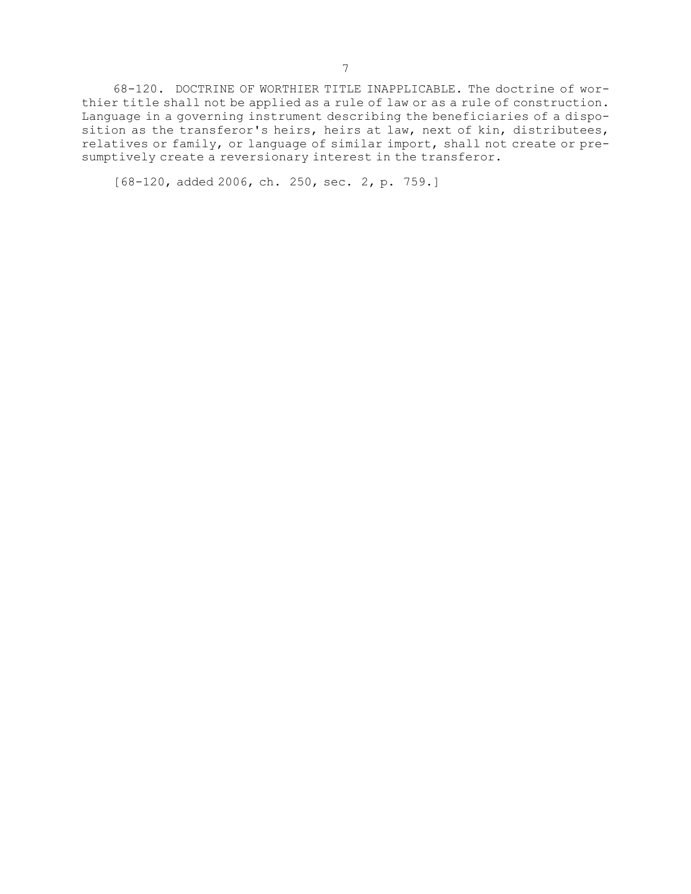68-120. DOCTRINE OF WORTHIER TITLE INAPPLICABLE. The doctrine of worthier title shall not be applied as a rule of law or as a rule of construction. Language in a governing instrument describing the beneficiaries of a disposition as the transferor's heirs, heirs at law, next of kin, distributees, relatives or family, or language of similar import, shall not create or presumptively create a reversionary interest in the transferor.

[68-120, added 2006, ch. 250, sec. 2, p. 759.]